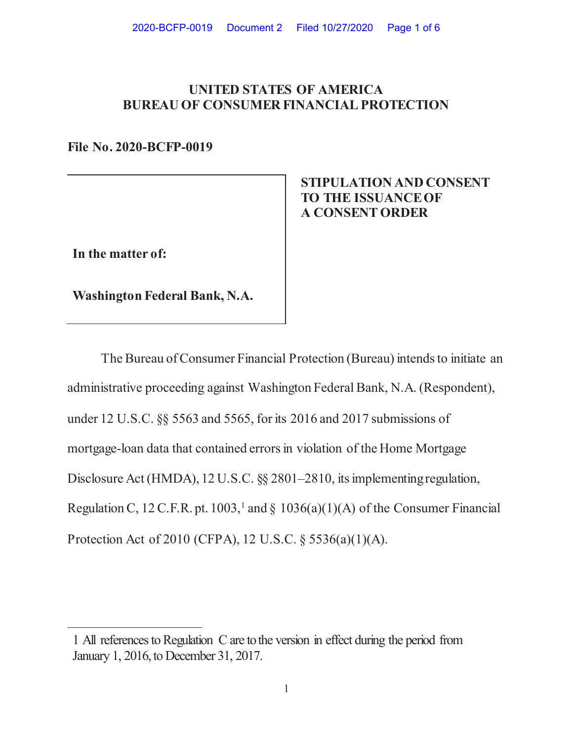**UNITED STATES OF AMERICA**
**BUREAU OF CONSUMER FINANCIAL PROTECTION**

**File No. 2020-BCFP-0019**

| | |
|---|---|
| **In the matter of:**<br><br>**Washington Federal Bank, N.A.** | **STIPULATION AND CONSENT TO THE ISSUANCE OF A CONSENT ORDER** |

The Bureau of Consumer Financial Protection (Bureau) intends to initiate an administrative proceeding against Washington Federal Bank, N.A. (Respondent), under 12 U.S.C. §§ 5563 and 5565, for its 2016 and 2017 submissions of mortgage-loan data that contained errors in violation of the Home Mortgage Disclosure Act (HMDA), 12 U.S.C. §§ 2801–2810, its implementing regulation, Regulation C, 12 C.F.R. pt. 1003,[1] and § 1036(a)(1)(A) of the Consumer Financial Protection Act of 2010 (CFPA), 12 U.S.C. § 5536(a)(1)(A).

---

1 All references to Regulation C are to the version in effect during the period from January 1, 2016, to December 31, 2017.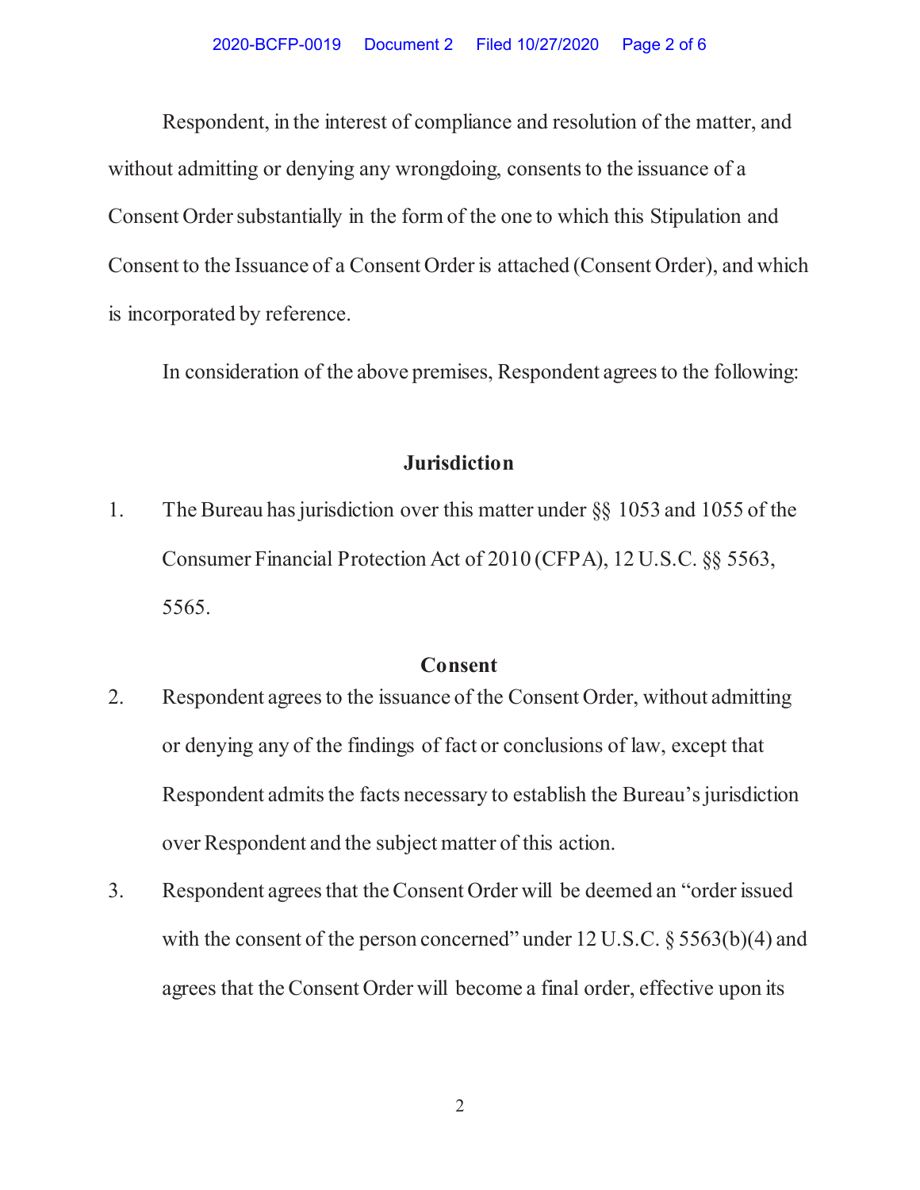Respondent, in the interest of compliance and resolution of the matter, and without admitting or denying any wrongdoing, consents to the issuance of a Consent Order substantially in the form of the one to which this Stipulation and Consent to the Issuance of a Consent Order is attached (Consent Order), and which is incorporated by reference.

In consideration of the above premises, Respondent agrees to the following:

## Jurisdiction

1. The Bureau has jurisdiction over this matter under §§ 1053 and 1055 of the Consumer Financial Protection Act of 2010 (CFPA), 12 U.S.C. §§ 5563, 5565.

## Consent

2. Respondent agrees to the issuance of the Consent Order, without admitting or denying any of the findings of fact or conclusions of law, except that Respondent admits the facts necessary to establish the Bureau's jurisdiction over Respondent and the subject matter of this action.

3. Respondent agrees that the Consent Order will be deemed an "order issued with the consent of the person concerned" under 12 U.S.C. § 5563(b)(4) and agrees that the Consent Order will become a final order, effective upon its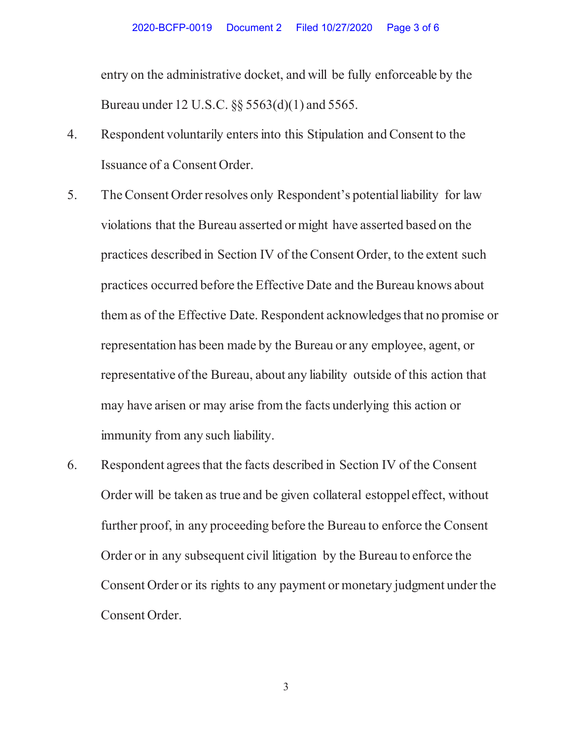entry on the administrative docket, and will be fully enforceable by the Bureau under 12 U.S.C. §§ 5563(d)(1) and 5565.

4. Respondent voluntarily enters into this Stipulation and Consent to the Issuance of a Consent Order.

5. The Consent Order resolves only Respondent's potential liability for law violations that the Bureau asserted or might have asserted based on the practices described in Section IV of the Consent Order, to the extent such practices occurred before the Effective Date and the Bureau knows about them as of the Effective Date. Respondent acknowledges that no promise or representation has been made by the Bureau or any employee, agent, or representative of the Bureau, about any liability outside of this action that may have arisen or may arise from the facts underlying this action or immunity from any such liability.

6. Respondent agrees that the facts described in Section IV of the Consent Order will be taken as true and be given collateral estoppel effect, without further proof, in any proceeding before the Bureau to enforce the Consent Order or in any subsequent civil litigation by the Bureau to enforce the Consent Order or its rights to any payment or monetary judgment under the Consent Order.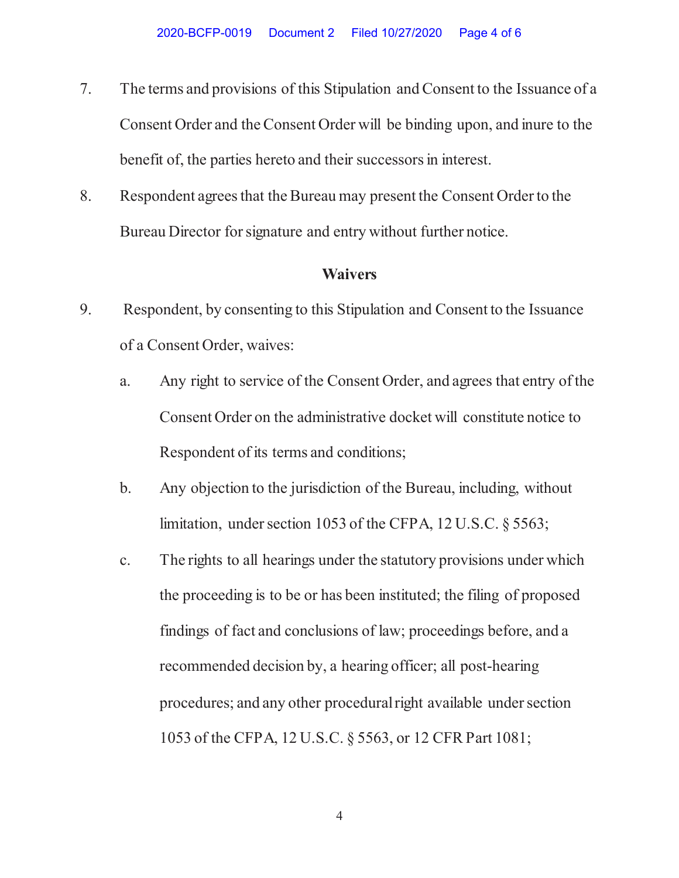7. The terms and provisions of this Stipulation and Consent to the Issuance of a Consent Order and the Consent Order will be binding upon, and inure to the benefit of, the parties hereto and their successors in interest.

8. Respondent agrees that the Bureau may present the Consent Order to the Bureau Director for signature and entry without further notice.

**Waivers**

9. Respondent, by consenting to this Stipulation and Consent to the Issuance of a Consent Order, waives:

   a. Any right to service of the Consent Order, and agrees that entry of the Consent Order on the administrative docket will constitute notice to Respondent of its terms and conditions;

   b. Any objection to the jurisdiction of the Bureau, including, without limitation, under section 1053 of the CFPA, 12 U.S.C. § 5563;

   c. The rights to all hearings under the statutory provisions under which the proceeding is to be or has been instituted; the filing of proposed findings of fact and conclusions of law; proceedings before, and a recommended decision by, a hearing officer; all post-hearing procedures; and any other procedural right available under section 1053 of the CFPA, 12 U.S.C. § 5563, or 12 CFR Part 1081;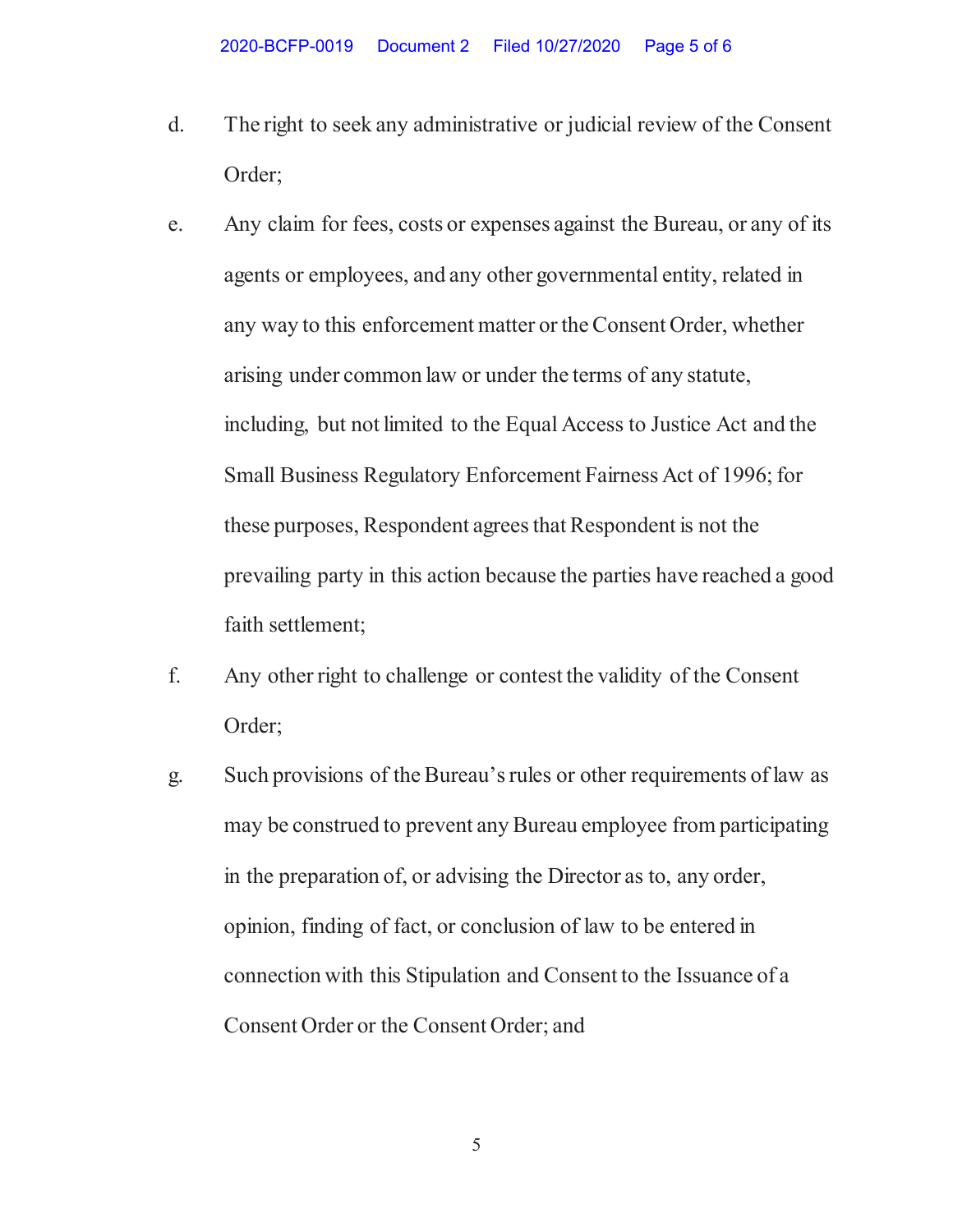d. The right to seek any administrative or judicial review of the Consent Order;

e. Any claim for fees, costs or expenses against the Bureau, or any of its agents or employees, and any other governmental entity, related in any way to this enforcement matter or the Consent Order, whether arising under common law or under the terms of any statute, including, but not limited to the Equal Access to Justice Act and the Small Business Regulatory Enforcement Fairness Act of 1996; for these purposes, Respondent agrees that Respondent is not the prevailing party in this action because the parties have reached a good faith settlement;

f. Any other right to challenge or contest the validity of the Consent Order;

g. Such provisions of the Bureau's rules or other requirements of law as may be construed to prevent any Bureau employee from participating in the preparation of, or advising the Director as to, any order, opinion, finding of fact, or conclusion of law to be entered in connection with this Stipulation and Consent to the Issuance of a Consent Order or the Consent Order; and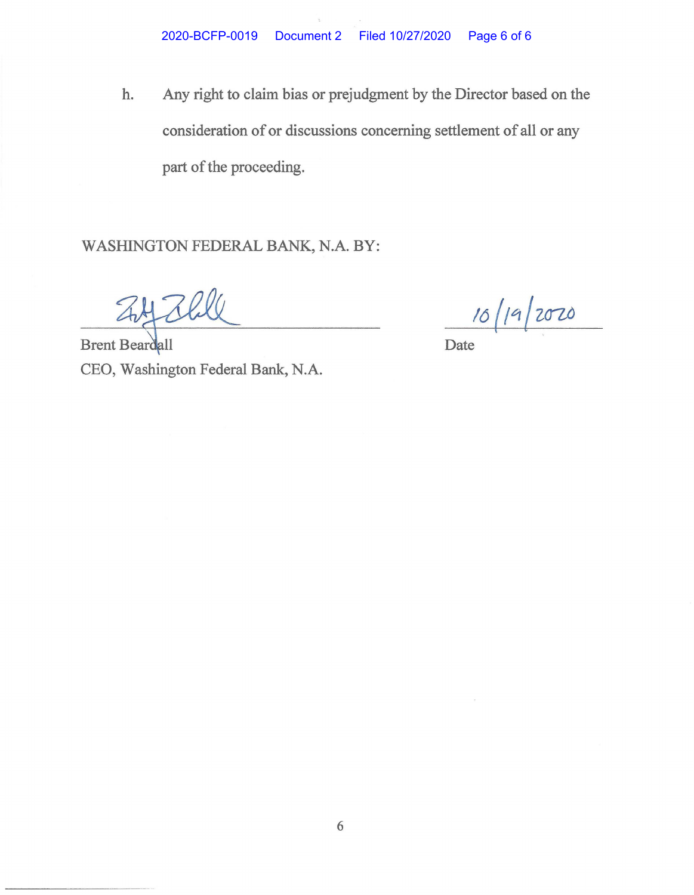h. Any right to claim bias or prejudgment by the Director based on the consideration of or discussions concerning settlement of all or any part of the proceeding.

WASHINGTON FEDERAL BANK, N.A. BY:

Brent Beardall
CEO, Washington Federal Bank, N.A.

10/19/2020
Date